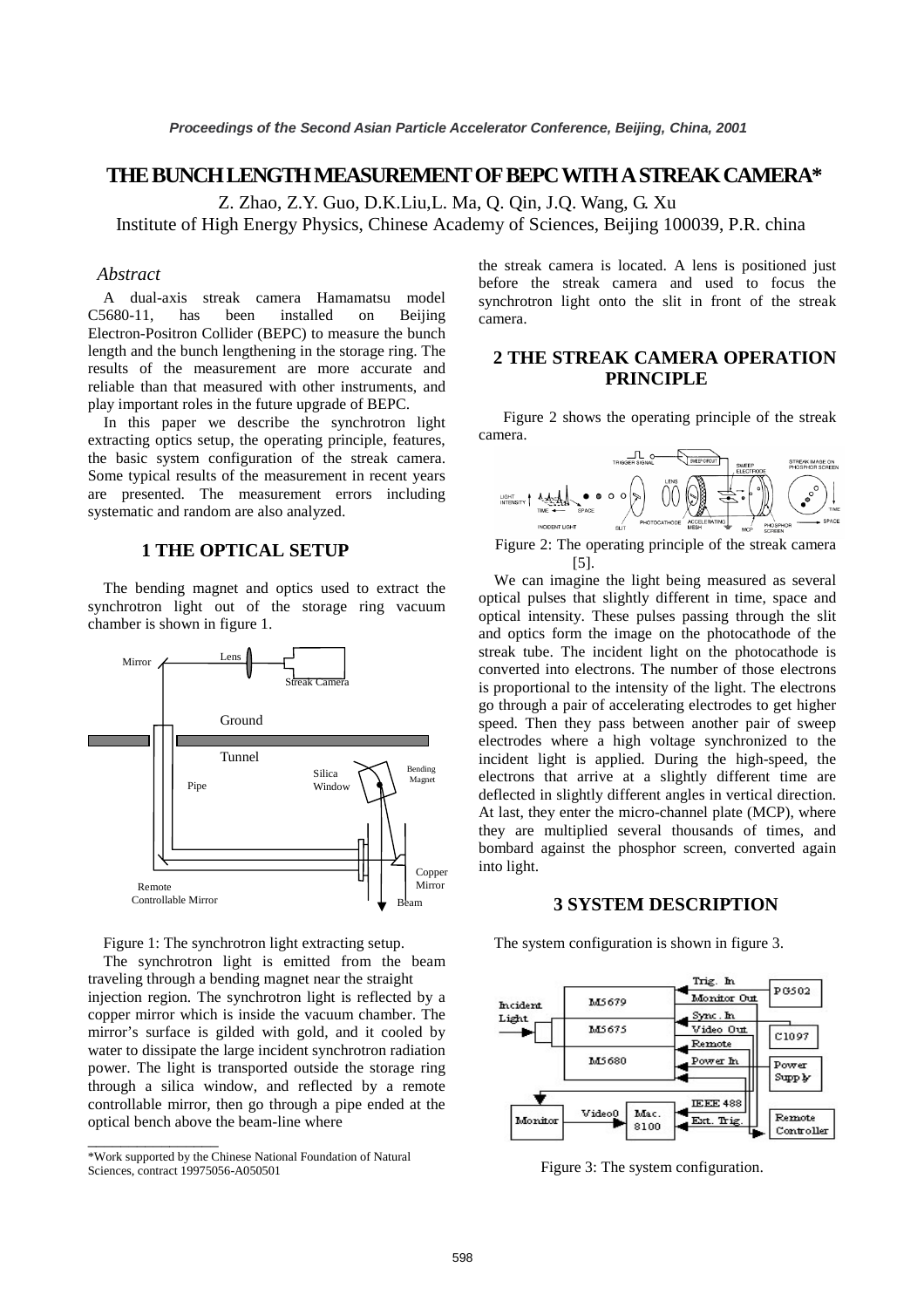# THE BUNCH LENGTH MEASUREMENT OF BEPC WITH A STREAK CAMERA*

Z. Zhao, Z.Y. Guo, D.K.Liu,L. Ma, Q. Qin, J.Q. Wang, G. Xu

Institute of High Energy Physics, Chinese Academy of Sciences, Beijing 100039, P.R. china

## *Abstract*

A dual-axis streak camera Hamamatsu model C5680-11, has been installed on Beijing Electron-Positron Collider (BEPC) to measure the bunch length and the bunch lengthening in the storage ring. The results of the measurement are more accurate and reliable than that measured with other instruments, and play important roles in the future upgrade of BEPC.

In this paper we describe the synchrotron light extracting optics setup, the operating principle, features, the basic system configuration of the streak camera. Some typical results of the measurement in recent years are presented. The measurement errors including systematic and random are also analyzed.

## 1 THE OPTICAL SETUP

The bending magnet and optics used to extract the synchrotron light out of the storage ring vacuum chamber is shown in figure 1.

Figure 1: The synchrotron light extracting setup.

The synchrotron light is emitted from the beam traveling through a bending magnet near the straight injection region. The synchrotron light is reflected by a copper mirror which is inside the vacuum chamber. The mirror's surface is gilded with gold, and it cooled by water to dissipate the large incident synchrotron radiation power. The light is transported outside the storage ring through a silica window, and reflected by a remote controllable mirror, then go through a pipe ended at the optical bench above the beam-line where the streak camera is located. A lens is positioned just before the streak camera and used to focus the synchrotron light onto the slit in front of the streak camera.

## 2 THE STREAK CAMERA OPERATION PRINCIPLE

Figure 2 shows the operating principle of the streak camera.

Figure 2: The operating principle of the streak camera [5].

We can imagine the light being measured as several optical pulses that slightly different in time, space and optical intensity. These pulses passing through the slit and optics form the image on the photocathode of the streak tube. The incident light on the photocathode is converted into electrons. The number of those electrons is proportional to the intensity of the light. The electrons go through a pair of accelerating electrodes to get higher speed. Then they pass between another pair of sweep electrodes where a high voltage synchronized to the incident light is applied. During the high-speed, the electrons that arrive at a slightly different time are deflected in slightly different angles in vertical direction. At last, they enter the micro-channel plate (MCP), where they are multiplied several thousands of times, and bombard against the phosphor screen, converted again into light.

## 3 SYSTEM DESCRIPTION

The system configuration is shown in figure 3.

Figure 3: The system configuration.

---

*Work supported by the Chinese National Foundation of Natural Sciences, contract 19975056-A050501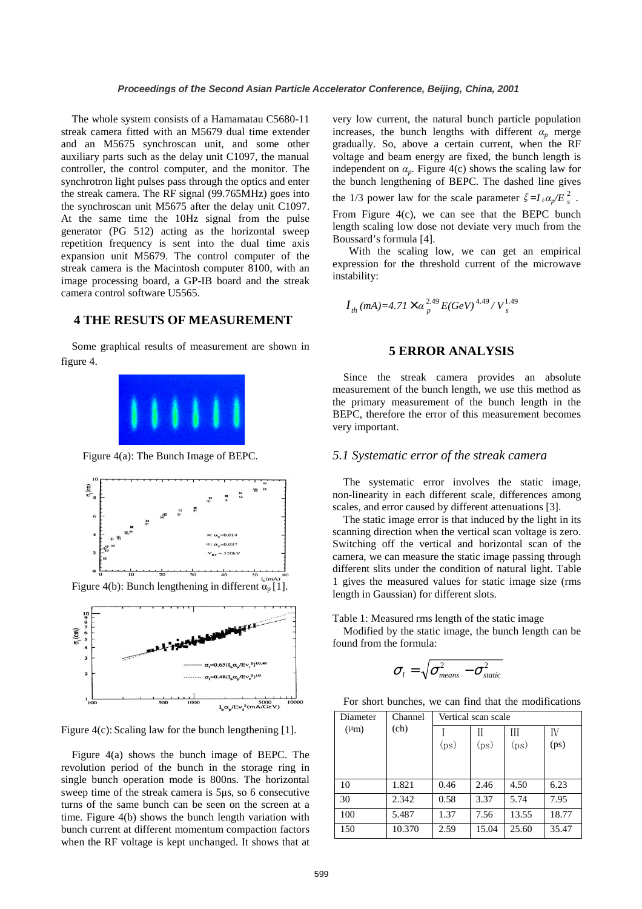The whole system consists of a Hamamatau C5680-11 streak camera fitted with an M5679 dual time extender and an M5675 synchroscan unit, and some other auxiliary parts such as the delay unit C1097, the manual controller, the control computer, and the monitor. The synchrotron light pulses pass through the optics and enter the streak camera. The RF signal (99.765MHz) goes into the synchroscan unit M5675 after the delay unit C1097. At the same time the 10Hz signal from the pulse generator (PG 512) acting as the horizontal sweep repetition frequency is sent into the dual time axis expansion unit M5679. The control computer of the streak camera is the Macintosh computer 8100, with an image processing board, a GP-IB board and the streak camera control software U5565.

## 4 THE RESUTS OF MEASUREMENT

Some graphical results of measurement are shown in figure 4.

Figure 4(a): The Bunch Image of BEPC.

Figure 4(b): Bunch lengthening in different $\alpha_p$ [1].

Figure 4(c): Scaling law for the bunch lengthening [1].

Figure 4(a) shows the bunch image of BEPC. The revolution period of the bunch in the storage ring in single bunch operation mode is 800ns. The horizontal sweep time of the streak camera is 5μs, so 6 consecutive turns of the same bunch can be seen on the screen at a time. Figure 4(b) shows the bunch length variation with bunch current at different momentum compaction factors when the RF voltage is kept unchanged. It shows that at very low current, the natural bunch particle population increases, the bunch lengths with different $\alpha_p$ merge gradually. So, above a certain current, when the RF voltage and beam energy are fixed, the bunch length is independent on $\alpha_p$. Figure 4(c) shows the scaling law for the bunch lengthening of BEPC. The dashed line gives the 1/3 power law for the scale parameter $\xi = I_b\alpha_p/E_s^2$ . From Figure 4(c), we can see that the BEPC bunch length scaling low dose not deviate very much from the Boussard's formula [4].

With the scaling low, we can get an empirical expression for the threshold current of the microwave instability:

$$I_{th}\,(mA)=4.71\times\alpha_p^{2.49}\,E(GeV)^{4.49}\,/\,V_s^{1.49}$$

## 5 ERROR ANALYSIS

Since the streak camera provides an absolute measurement of the bunch length, we use this method as the primary measurement of the bunch length in the BEPC, therefore the error of this measurement becomes very important.

### *5.1 Systematic error of the streak camera*

The systematic error involves the static image, non-linearity in each different scale, differences among scales, and error caused by different attenuations [3].

The static image error is that induced by the light in its scanning direction when the vertical scan voltage is zero. Switching off the vertical and horizontal scan of the camera, we can measure the static image passing through different slits under the condition of natural light. Table 1 gives the measured values for static image size (rms length in Gaussian) for different slots.

Table 1: Measured rms length of the static image

| Diameter (μm) | Channel (ch) | Vertical scan scale | | | |
|---|---|---|---|---|---|
| | | Ⅰ (ps) | Ⅱ (ps) | Ⅲ (ps) | Ⅳ (ps) |
| 10 | 1.821 | 0.46 | 2.46 | 4.50 | 6.23 |
| 30 | 2.342 | 0.58 | 3.37 | 5.74 | 7.95 |
| 100 | 5.487 | 1.37 | 7.56 | 13.55 | 18.77 |
| 150 | 10.370 | 2.59 | 15.04 | 25.60 | 35.47 |

Modified by the static image, the bunch length can be found from the formula:

$$\sigma_l = \sqrt{\sigma_{means}^2 - \sigma_{static}^2}$$

For short bunches, we can find that the modifications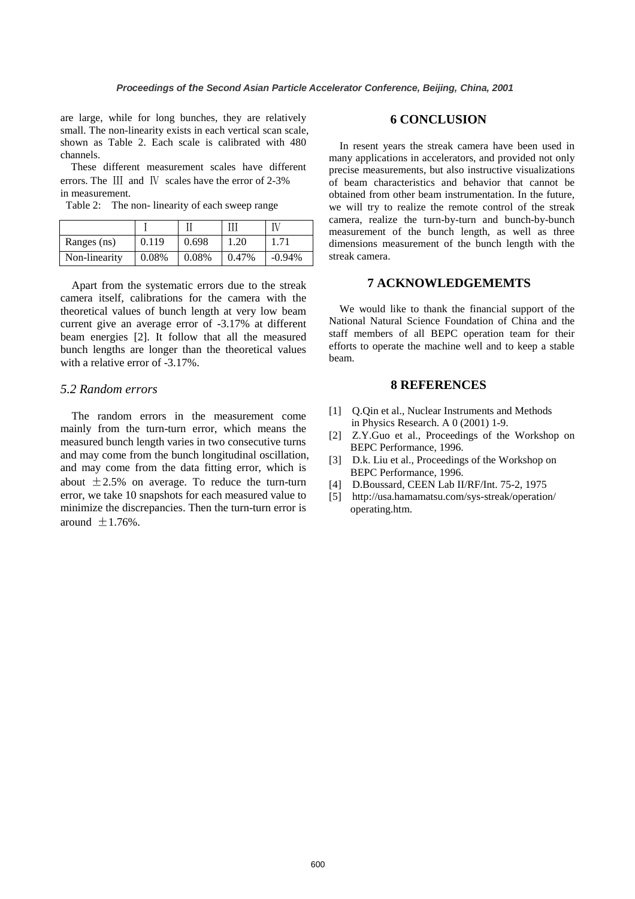are large, while for long bunches, they are relatively small. The non-linearity exists in each vertical scan scale, shown as Table 2. Each scale is calibrated with 480 channels.

These different measurement scales have different errors. The Ⅲ and Ⅳ scales have the error of 2-3% in measurement.

Table 2: The non- linearity of each sweep range

| | Ⅰ | Ⅱ | Ⅲ | Ⅳ |
|---|---|---|---|---|
| Ranges (ns) | 0.119 | 0.698 | 1.20 | 1.71 |
| Non-linearity | 0.08% | 0.08% | 0.47% | -0.94% |

Apart from the systematic errors due to the streak camera itself, calibrations for the camera with the theoretical values of bunch length at very low beam current give an average error of -3.17% at different beam energies [2]. It follow that all the measured bunch lengths are longer than the theoretical values with a relative error of -3.17%.

### *5.2 Random errors*

The random errors in the measurement come mainly from the turn-turn error, which means the measured bunch length varies in two consecutive turns and may come from the bunch longitudinal oscillation, and may come from the data fitting error, which is about ±2.5% on average. To reduce the turn-turn error, we take 10 snapshots for each measured value to minimize the discrepancies. Then the turn-turn error is around ±1.76%.

## 6 CONCLUSION

In resent years the streak camera have been used in many applications in accelerators, and provided not only precise measurements, but also instructive visualizations of beam characteristics and behavior that cannot be obtained from other beam instrumentation. In the future, we will try to realize the remote control of the streak camera, realize the turn-by-turn and bunch-by-bunch measurement of the bunch length, as well as three dimensions measurement of the bunch length with the streak camera.

## 7 ACKNOWLEDGEMEMTS

We would like to thank the financial support of the National Natural Science Foundation of China and the staff members of all BEPC operation team for their efforts to operate the machine well and to keep a stable beam.

## 8 REFERENCES

[1] Q.Qin et al., Nuclear Instruments and Methods in Physics Research. A 0 (2001) 1-9.
[2] Z.Y.Guo et al., Proceedings of the Workshop on BEPC Performance, 1996.
[3] D.k. Liu et al., Proceedings of the Workshop on BEPC Performance, 1996.
[4] D.Boussard, CEEN Lab II/RF/Int. 75-2, 1975
[5] http://usa.hamamatsu.com/sys-streak/operation/operating.htm.